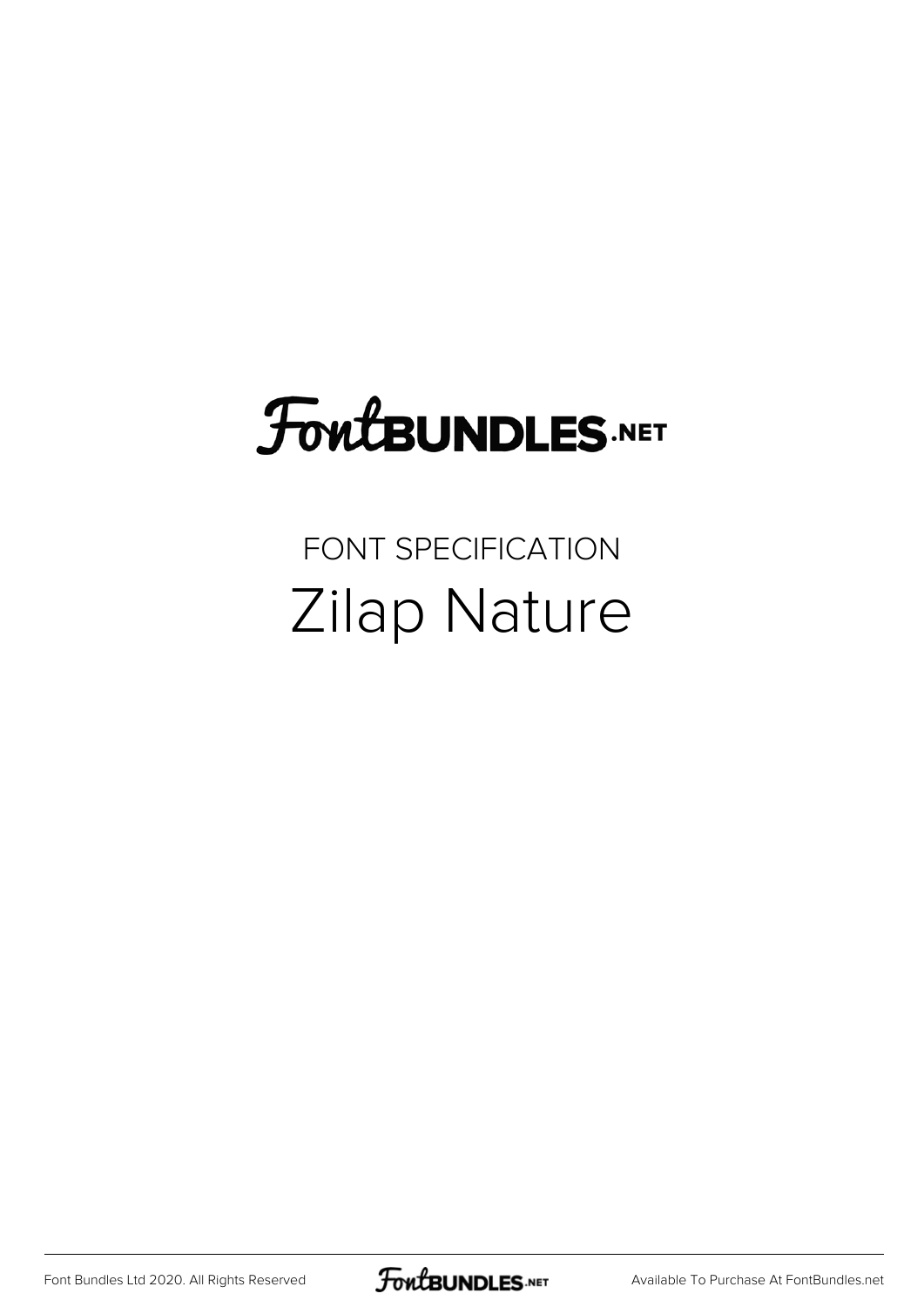# FontBUNDLES.NET

FONT SPECIFICATION

## Zilap Nature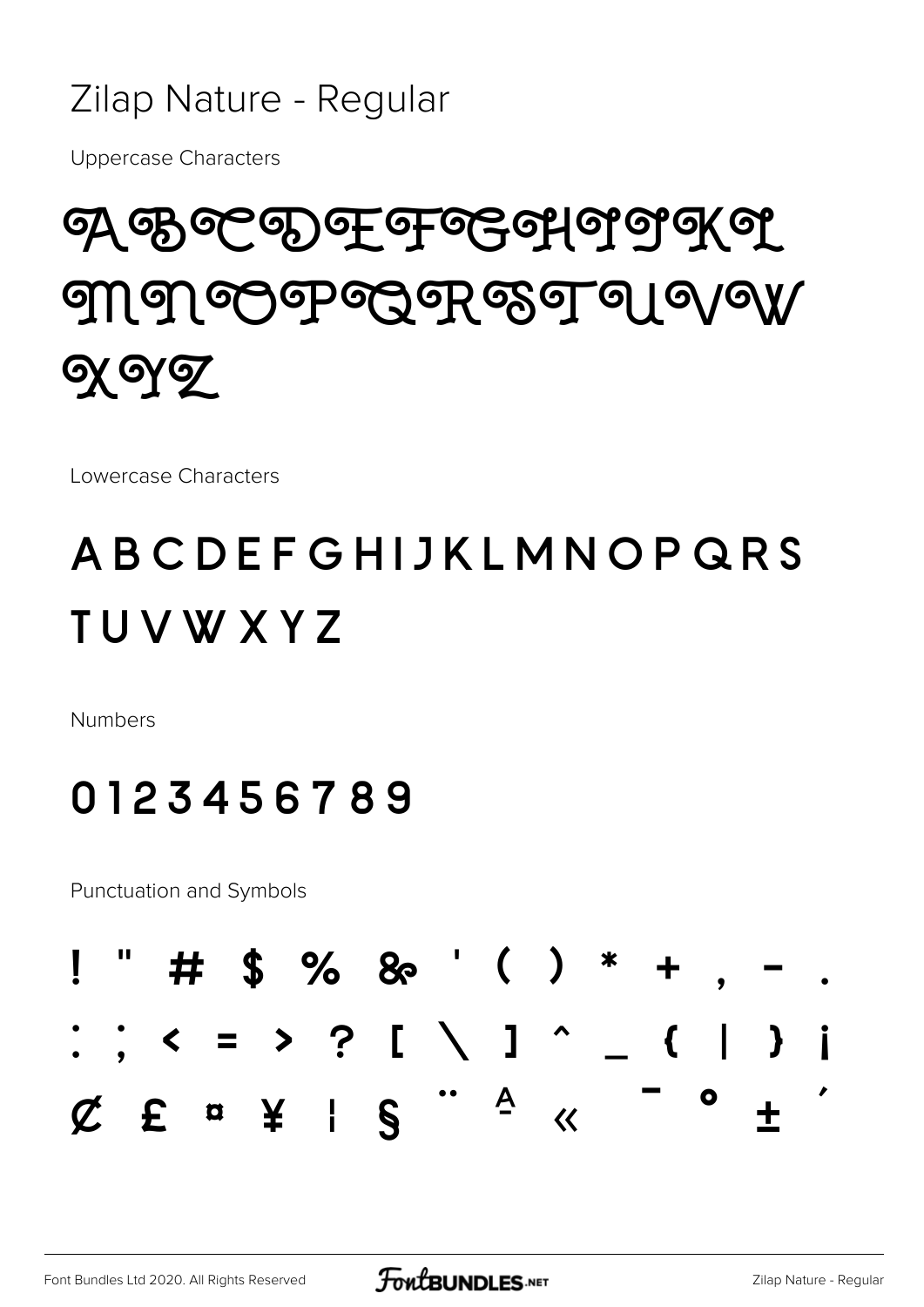# Zilap Nature - Regular

Uppercase Characters

## A B C D E F G H I J K L M N O P Q R S T U V W X Y Z

Lowercase Characters

## A B C D E F G H I J K L M N O P Q R S T U V W X Y Z

Numbers

## 0 1 2 3 4 5 6 7 8 9

Punctuation and Symbols

## ! " # $ % & ' ( ) * + , - . : ; < = > ? [ \ ] ^ _ { | } ¡ ¢ £ ¤ ¥ ¦ § ¨ ª « ¯ ° ± ´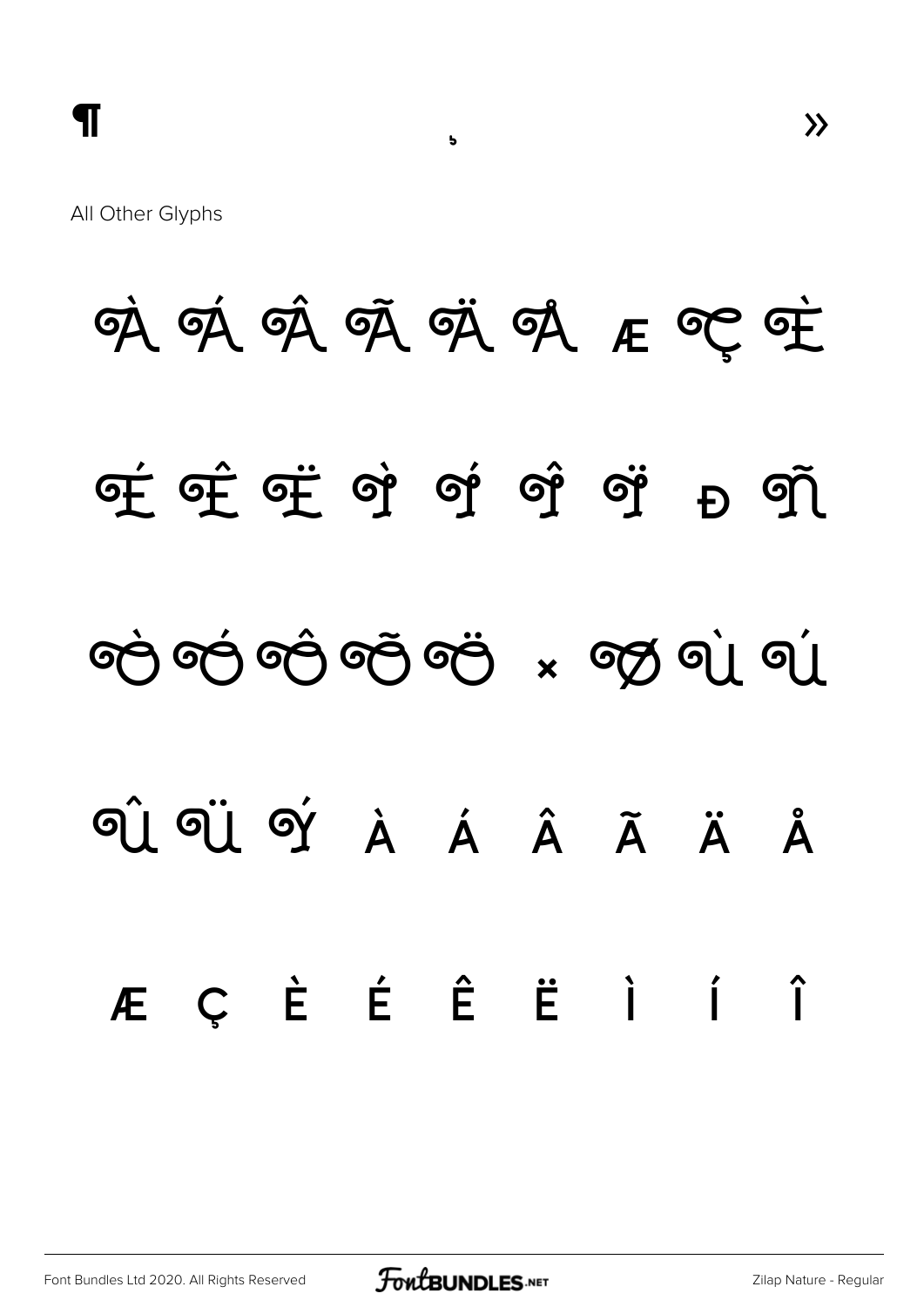¶ ¸ »

All Other Glyphs

À Á Â Ã Ä Å æ Ç È

É Ê Ë ì í î ï ð ñ

ò ó ô õ ö × ø ù ú

û ü ý À Á Â Ã Ä Å

Æ Ç È É Ê Ë Ì Í Î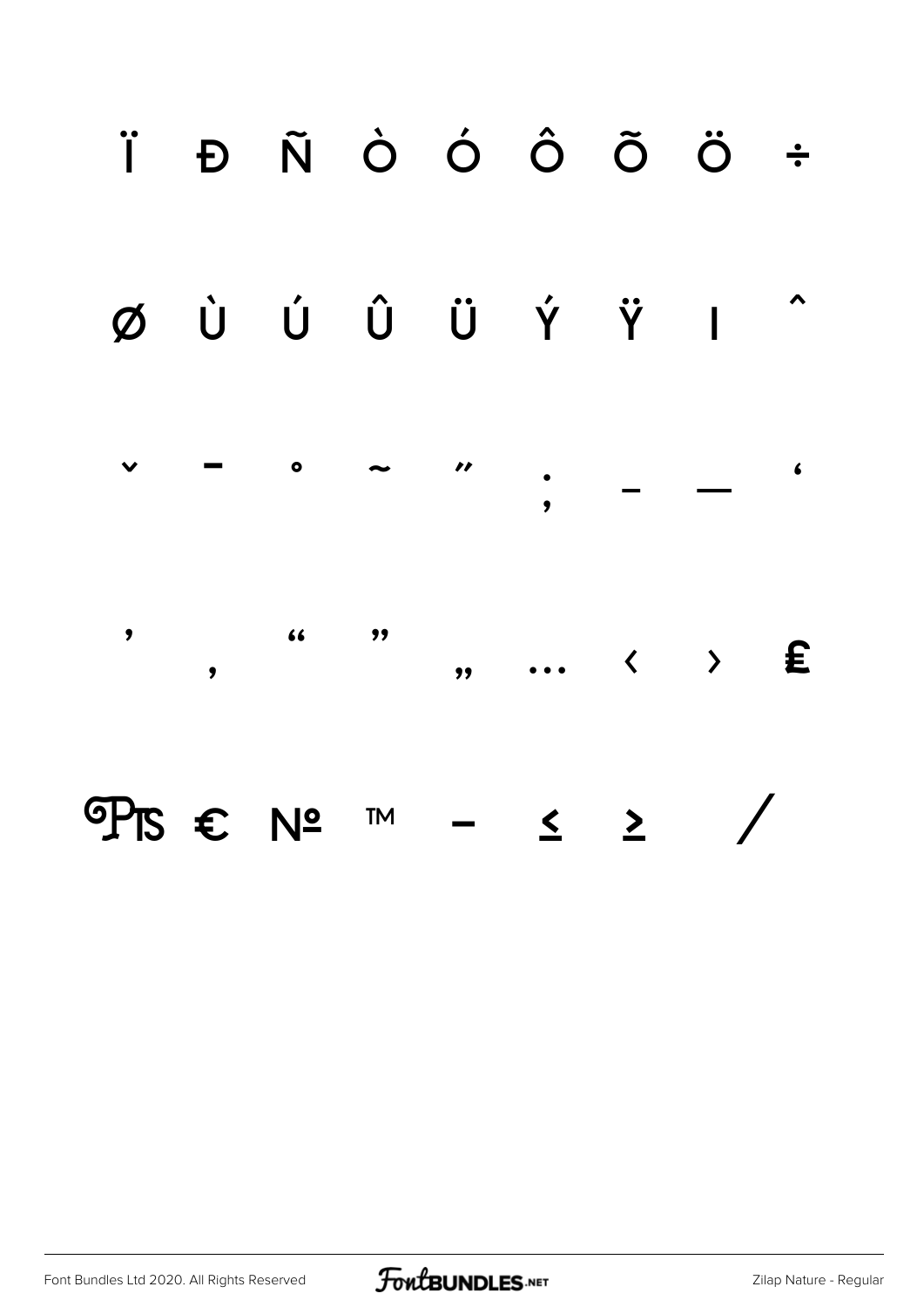Ï Đ Ñ Ò Ó Ô Õ Ö ÷

Ø Ù Ú Û Ü Ý Ÿ ı ˆ

ˇ ¯ ˚ ˜ ˝ ; – — ‘

’ ‚ “ ” „ … ‹ › ₤

₧ € № ™ − ≤ ≥ ∕